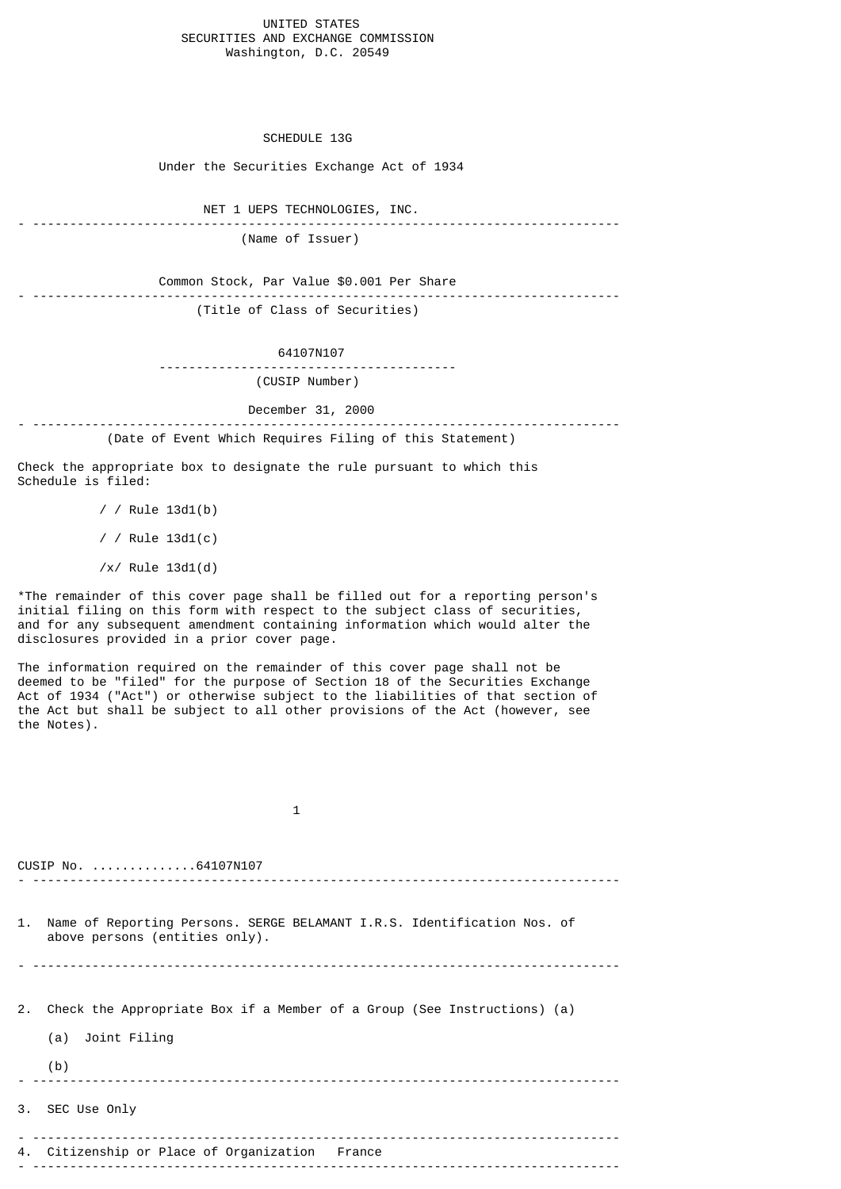UNITED STATES
SECURITIES AND EXCHANGE COMMISSION
Washington, D.C. 20549

# SCHEDULE 13G

Under the Securities Exchange Act of 1934

NET 1 UEPS TECHNOLOGIES, INC.

---

(Name of Issuer)

Common Stock, Par Value $0.001 Per Share

---

(Title of Class of Securities)

64107N107

---

(CUSIP Number)

December 31, 2000

---

(Date of Event Which Requires Filing of this Statement)

Check the appropriate box to designate the rule pursuant to which this Schedule is filed:

/ / Rule 13d1(b)

/ / Rule 13d1(c)

/x/ Rule 13d1(d)

*The remainder of this cover page shall be filled out for a reporting person's initial filing on this form with respect to the subject class of securities, and for any subsequent amendment containing information which would alter the disclosures provided in a prior cover page.

The information required on the remainder of this cover page shall not be deemed to be "filed" for the purpose of Section 18 of the Securities Exchange Act of 1934 ("Act") or otherwise subject to the liabilities of that section of the Act but shall be subject to all other provisions of the Act (however, see the Notes).

CUSIP No. .............64107N107

---

1. Name of Reporting Persons. SERGE BELAMANT I.R.S. Identification Nos. of above persons (entities only).

---

2. Check the Appropriate Box if a Member of a Group (See Instructions) (a)

   (a) Joint Filing

   (b)

---

3. SEC Use Only

---

4. Citizenship or Place of Organization   France

---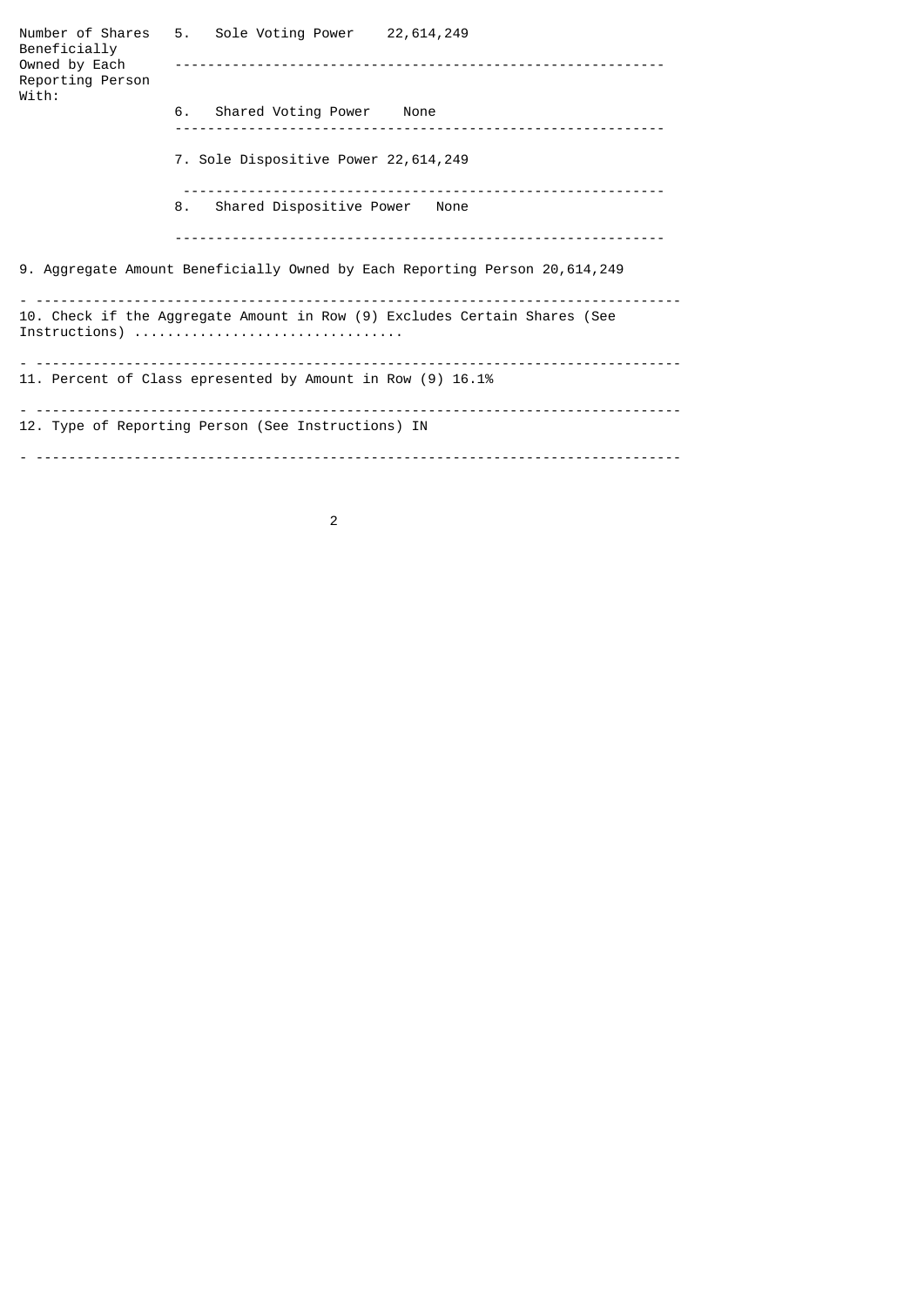| Number of Shares Beneficially Owned by Each Reporting Person With: | 5. Sole Voting Power 22,614,249 |
| --- | --- |
| | 6. Shared Voting Power None |
| | 7. Sole Dispositive Power 22,614,249 |
| | 8. Shared Dispositive Power None |

9. Aggregate Amount Beneficially Owned by Each Reporting Person 20,614,249

10. Check if the Aggregate Amount in Row (9) Excludes Certain Shares (See Instructions) ...............................

11. Percent of Class epresented by Amount in Row (9) 16.1%

12. Type of Reporting Person (See Instructions) IN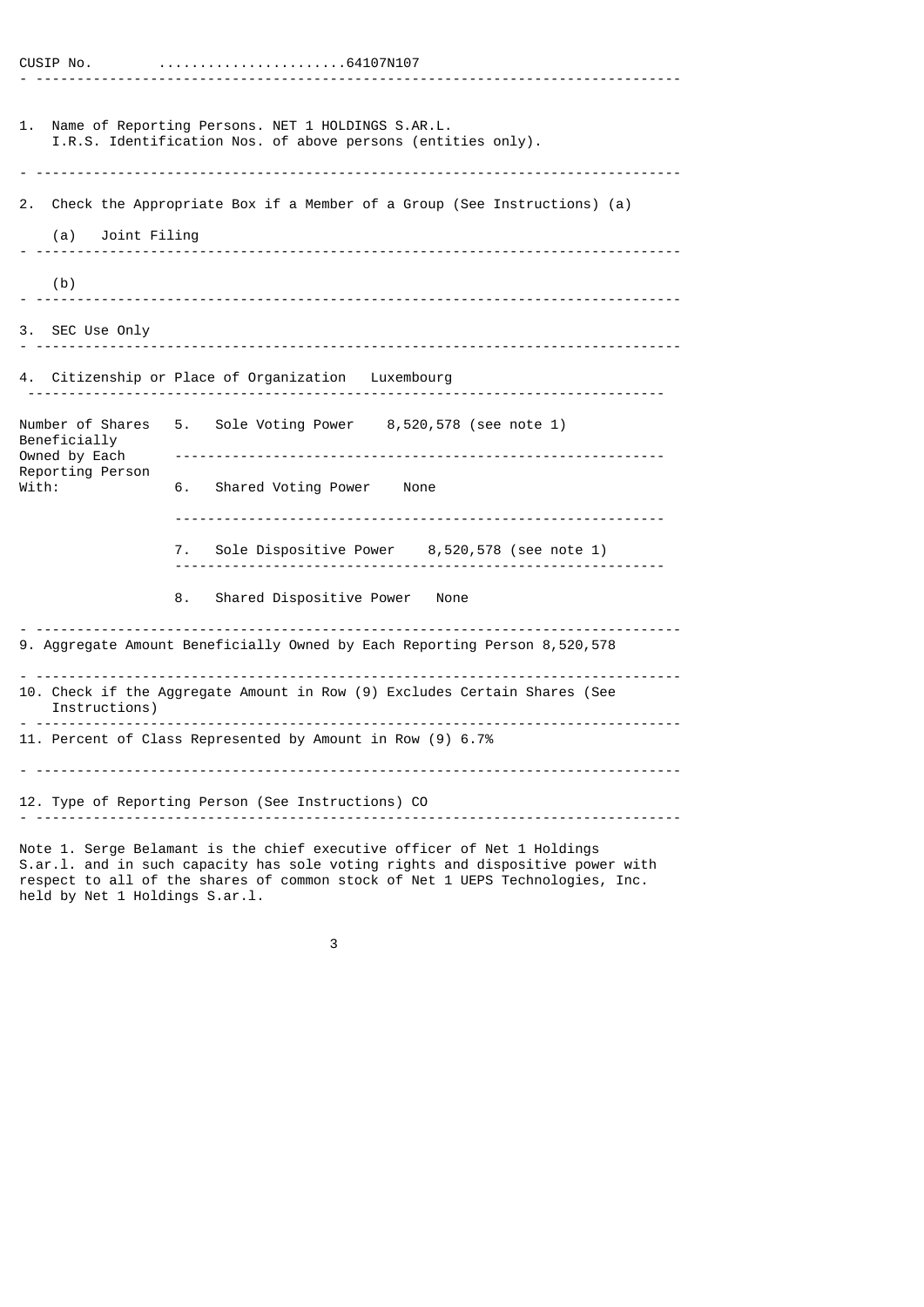CUSIP No. .......................64107N107

---

1. Name of Reporting Persons. NET 1 HOLDINGS S.AR.L.
   I.R.S. Identification Nos. of above persons (entities only).

---

2. Check the Appropriate Box if a Member of a Group (See Instructions) (a)

   (a) Joint Filing

---

   (b)

---

3. SEC Use Only

---

4. Citizenship or Place of Organization Luxembourg

---

| Number of Shares Beneficially Owned by Each Reporting Person With: | |
|---|---|
| | 5. Sole Voting Power 8,520,578 (see note 1) |
| | 6. Shared Voting Power None |
| | 7. Sole Dispositive Power 8,520,578 (see note 1) |
| | 8. Shared Dispositive Power None |

---

9. Aggregate Amount Beneficially Owned by Each Reporting Person 8,520,578

---

10. Check if the Aggregate Amount in Row (9) Excludes Certain Shares (See Instructions)

---

11. Percent of Class Represented by Amount in Row (9) 6.7%

---

12. Type of Reporting Person (See Instructions) CO

---

Note 1. Serge Belamant is the chief executive officer of Net 1 Holdings S.ar.l. and in such capacity has sole voting rights and dispositive power with respect to all of the shares of common stock of Net 1 UEPS Technologies, Inc. held by Net 1 Holdings S.ar.l.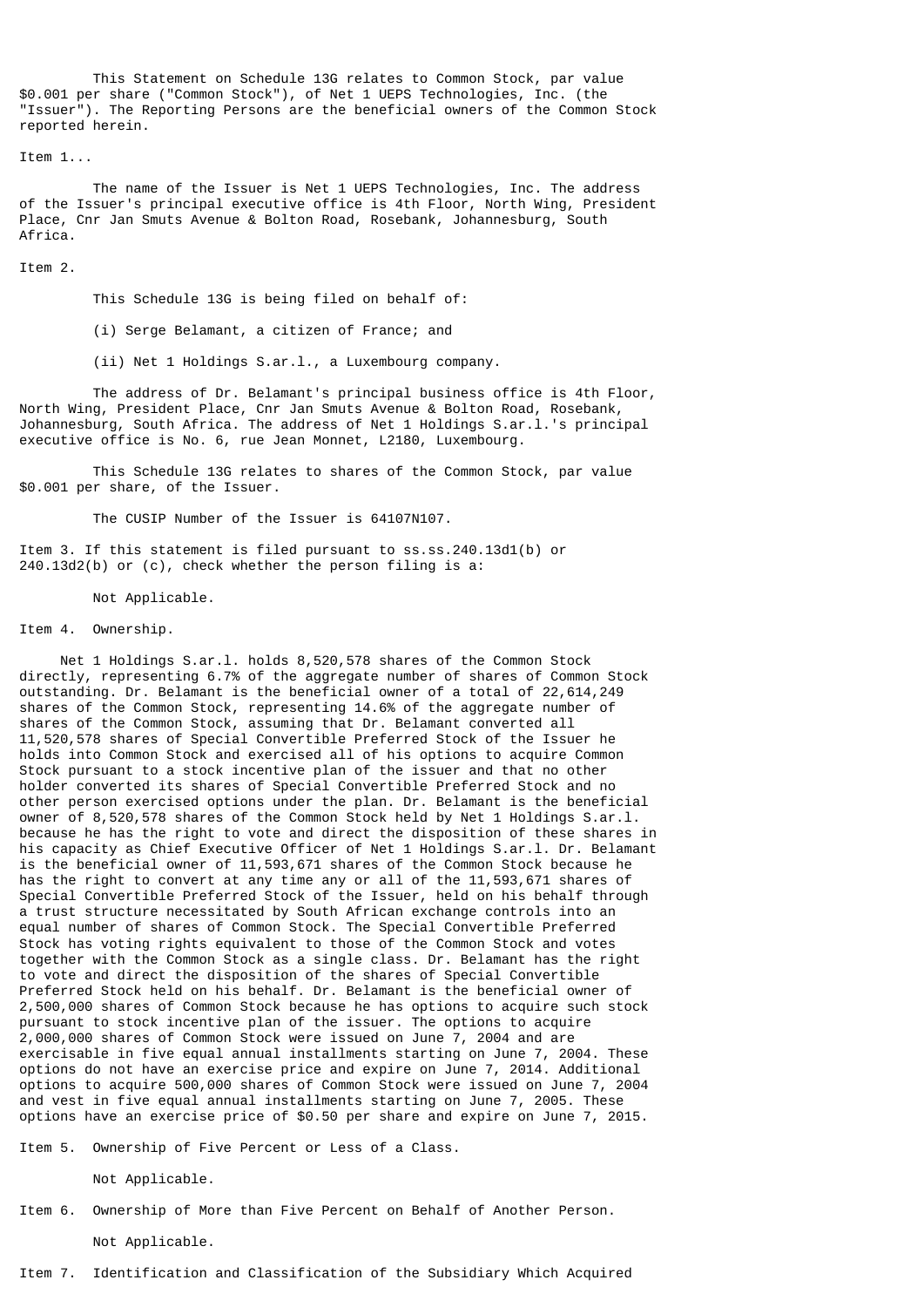This Statement on Schedule 13G relates to Common Stock, par value $0.001 per share ("Common Stock"), of Net 1 UEPS Technologies, Inc. (the "Issuer"). The Reporting Persons are the beneficial owners of the Common Stock reported herein.

Item 1...

The name of the Issuer is Net 1 UEPS Technologies, Inc. The address of the Issuer's principal executive office is 4th Floor, North Wing, President Place, Cnr Jan Smuts Avenue & Bolton Road, Rosebank, Johannesburg, South Africa.

Item 2.

This Schedule 13G is being filed on behalf of:

(i) Serge Belamant, a citizen of France; and

(ii) Net 1 Holdings S.ar.l., a Luxembourg company.

The address of Dr. Belamant's principal business office is 4th Floor, North Wing, President Place, Cnr Jan Smuts Avenue & Bolton Road, Rosebank, Johannesburg, South Africa. The address of Net 1 Holdings S.ar.l.'s principal executive office is No. 6, rue Jean Monnet, L2180, Luxembourg.

This Schedule 13G relates to shares of the Common Stock, par value $0.001 per share, of the Issuer.

The CUSIP Number of the Issuer is 64107N107.

Item 3. If this statement is filed pursuant to ss.ss.240.13d1(b) or 240.13d2(b) or (c), check whether the person filing is a:

Not Applicable.

Item 4. Ownership.

Net 1 Holdings S.ar.l. holds 8,520,578 shares of the Common Stock directly, representing 6.7% of the aggregate number of shares of Common Stock outstanding. Dr. Belamant is the beneficial owner of a total of 22,614,249 shares of the Common Stock, representing 14.6% of the aggregate number of shares of the Common Stock, assuming that Dr. Belamant converted all 11,520,578 shares of Special Convertible Preferred Stock of the Issuer he holds into Common Stock and exercised all of his options to acquire Common Stock pursuant to a stock incentive plan of the issuer and that no other holder converted its shares of Special Convertible Preferred Stock and no other person exercised options under the plan. Dr. Belamant is the beneficial owner of 8,520,578 shares of the Common Stock held by Net 1 Holdings S.ar.l. because he has the right to vote and direct the disposition of these shares in his capacity as Chief Executive Officer of Net 1 Holdings S.ar.l. Dr. Belamant is the beneficial owner of 11,593,671 shares of the Common Stock because he has the right to convert at any time any or all of the 11,593,671 shares of Special Convertible Preferred Stock of the Issuer, held on his behalf through a trust structure necessitated by South African exchange controls into an equal number of shares of Common Stock. The Special Convertible Preferred Stock has voting rights equivalent to those of the Common Stock and votes together with the Common Stock as a single class. Dr. Belamant has the right to vote and direct the disposition of the shares of Special Convertible Preferred Stock held on his behalf. Dr. Belamant is the beneficial owner of 2,500,000 shares of Common Stock because he has options to acquire such stock pursuant to stock incentive plan of the issuer. The options to acquire 2,000,000 shares of Common Stock were issued on June 7, 2004 and are exercisable in five equal annual installments starting on June 7, 2004. These options do not have an exercise price and expire on June 7, 2014. Additional options to acquire 500,000 shares of Common Stock were issued on June 7, 2004 and vest in five equal annual installments starting on June 7, 2005. These options have an exercise price of $0.50 per share and expire on June 7, 2015.

Item 5. Ownership of Five Percent or Less of a Class.

Not Applicable.

Item 6. Ownership of More than Five Percent on Behalf of Another Person.

Not Applicable.

Item 7. Identification and Classification of the Subsidiary Which Acquired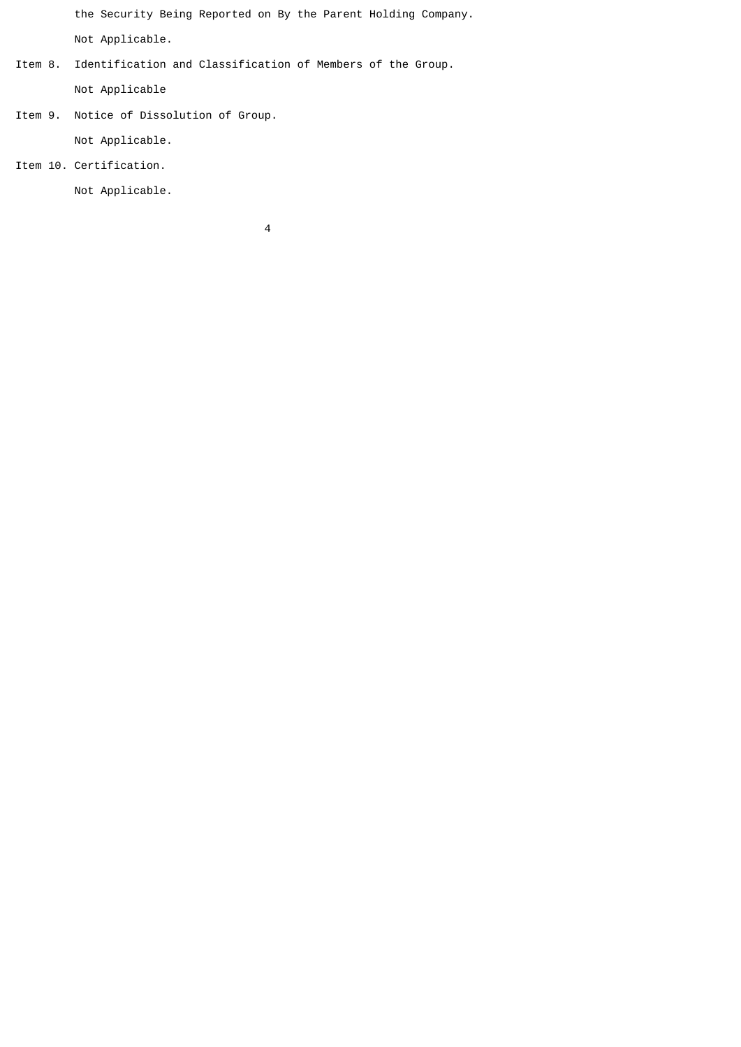the Security Being Reported on By the Parent Holding Company.

Not Applicable.

Item 8. Identification and Classification of Members of the Group.

Not Applicable

Item 9. Notice of Dissolution of Group.

Not Applicable.

Item 10. Certification.

Not Applicable.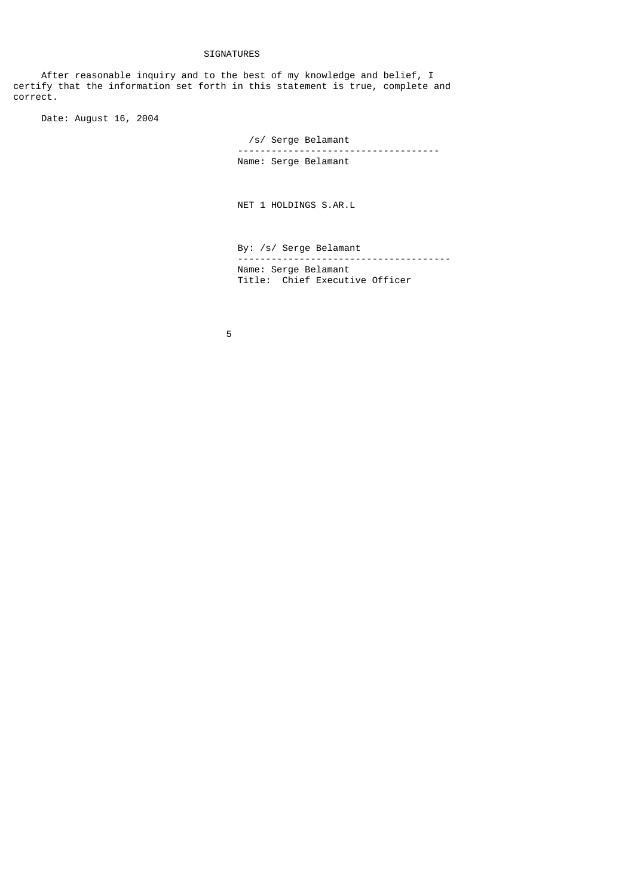# SIGNATURES

After reasonable inquiry and to the best of my knowledge and belief, I certify that the information set forth in this statement is true, complete and correct.

Date: August 16, 2004

/s/ Serge Belamant
------------------------------------
Name: Serge Belamant

NET 1 HOLDINGS S.AR.L

By: /s/ Serge Belamant
--------------------------------------
Name: Serge Belamant
Title: Chief Executive Officer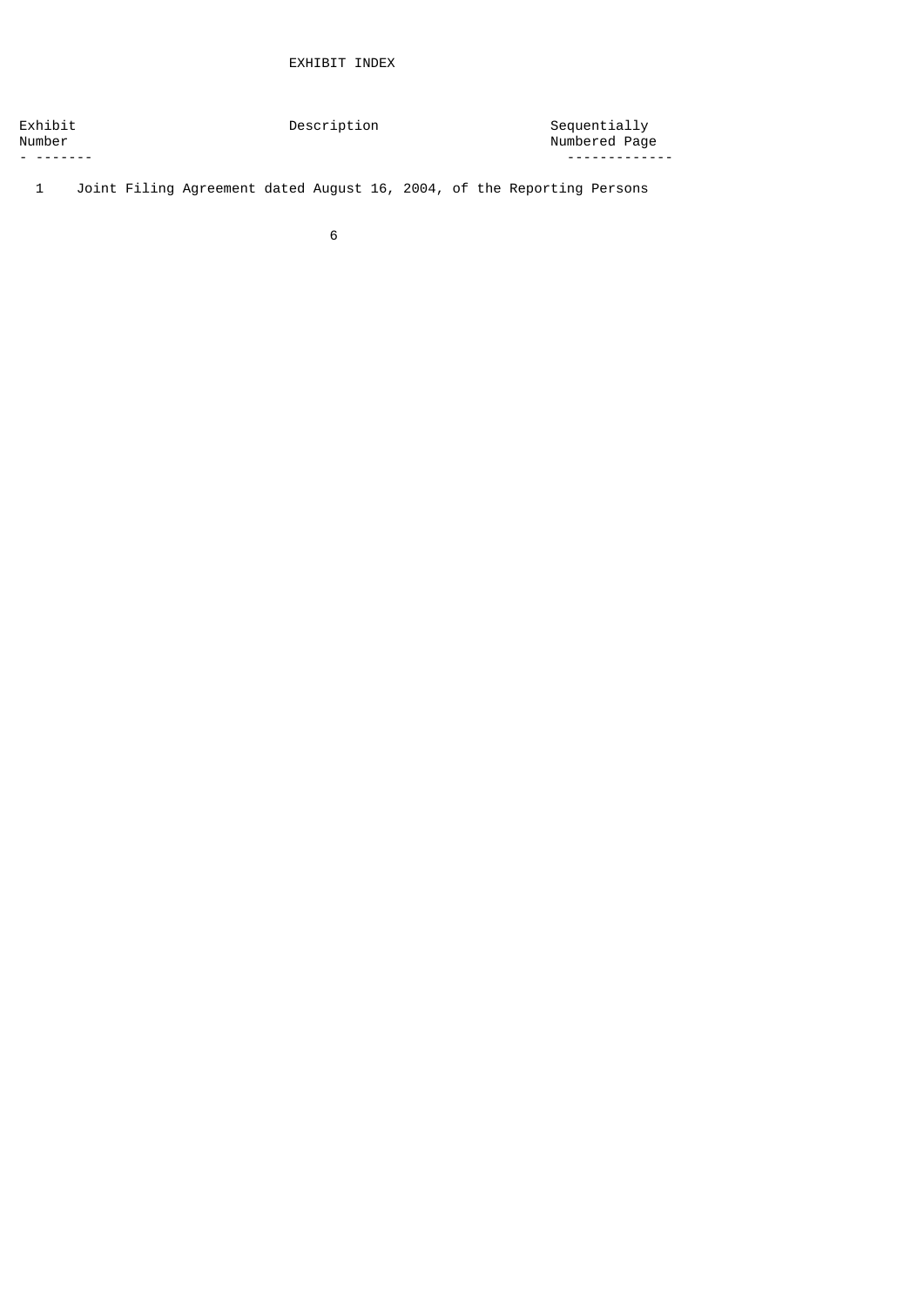# EXHIBIT INDEX

| Exhibit Number | Description | Sequentially Numbered Page |
|---|---|---|
| 1 | Joint Filing Agreement dated August 16, 2004, of the Reporting Persons | |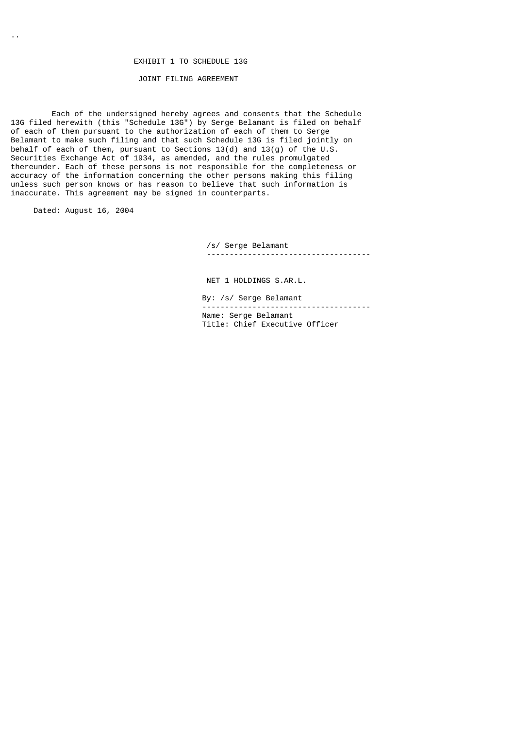..

EXHIBIT 1 TO SCHEDULE 13G

JOINT FILING AGREEMENT

Each of the undersigned hereby agrees and consents that the Schedule 13G filed herewith (this "Schedule 13G") by Serge Belamant is filed on behalf of each of them pursuant to the authorization of each of them to Serge Belamant to make such filing and that such Schedule 13G is filed jointly on behalf of each of them, pursuant to Sections 13(d) and 13(g) of the U.S. Securities Exchange Act of 1934, as amended, and the rules promulgated thereunder. Each of these persons is not responsible for the completeness or accuracy of the information concerning the other persons making this filing unless such person knows or has reason to believe that such information is inaccurate. This agreement may be signed in counterparts.

Dated: August 16, 2004

/s/ Serge Belamant

------------------------------------

NET 1 HOLDINGS S.AR.L.

By: /s/ Serge Belamant

-------------------------------------

Name: Serge Belamant
Title: Chief Executive Officer